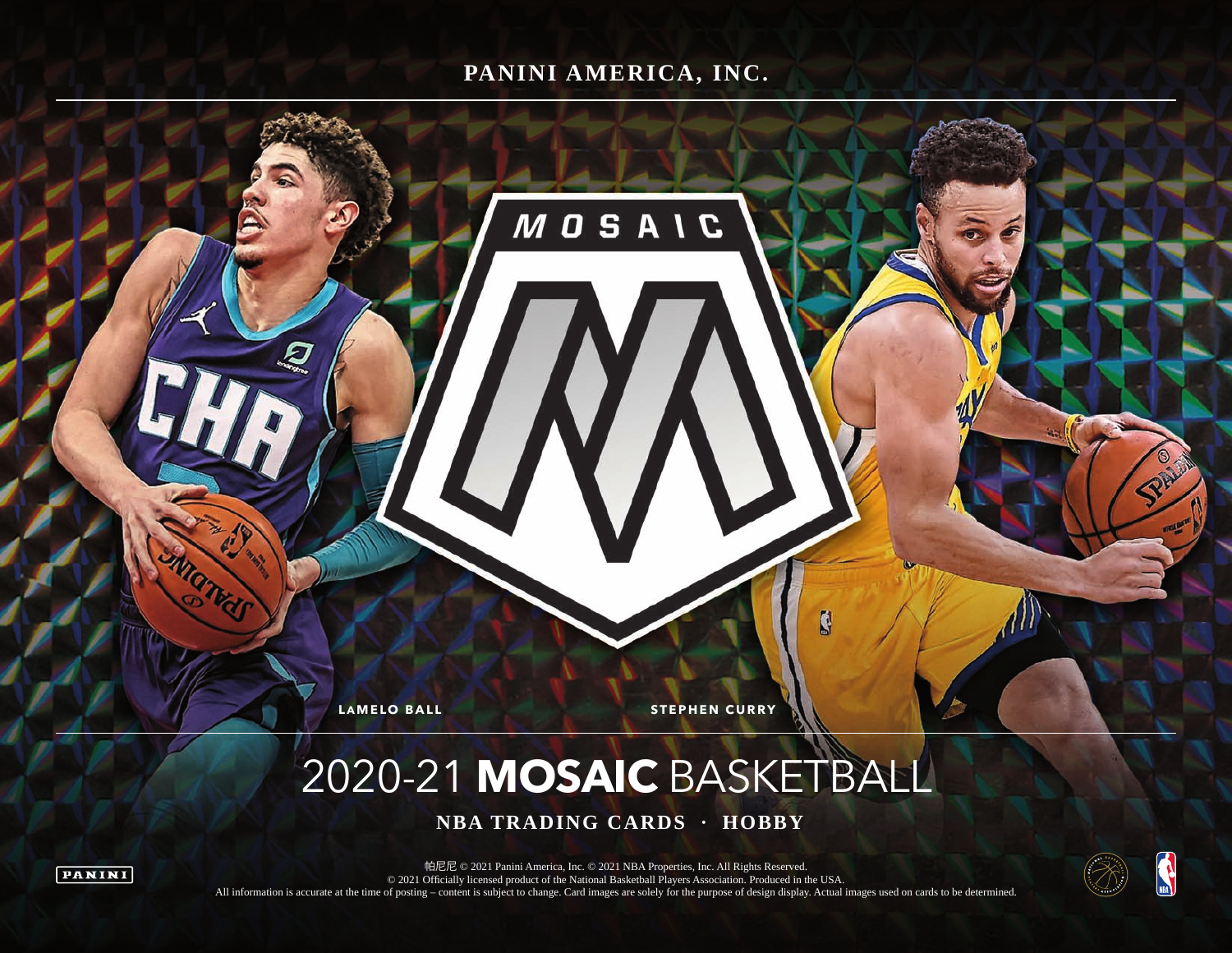PANINI AMERICA, INC.

MOSAIC

LAMELO BALL

STEPHEN CURRY

# 2020-21 **MOSAIC** BASKETBALL

**NBA TRADING CARDS · HOBBY**

PANINI

帕尼尼 © 2021 Panini America, Inc. © 2021 NBA Properties, Inc. All Rights Reserved.
© 2021 Officially licensed product of the National Basketball Players Association. Produced in the USA.
All information is accurate at the time of posting – content is subject to change. Card images are solely for the purpose of design display. Actual images used on cards to be determined.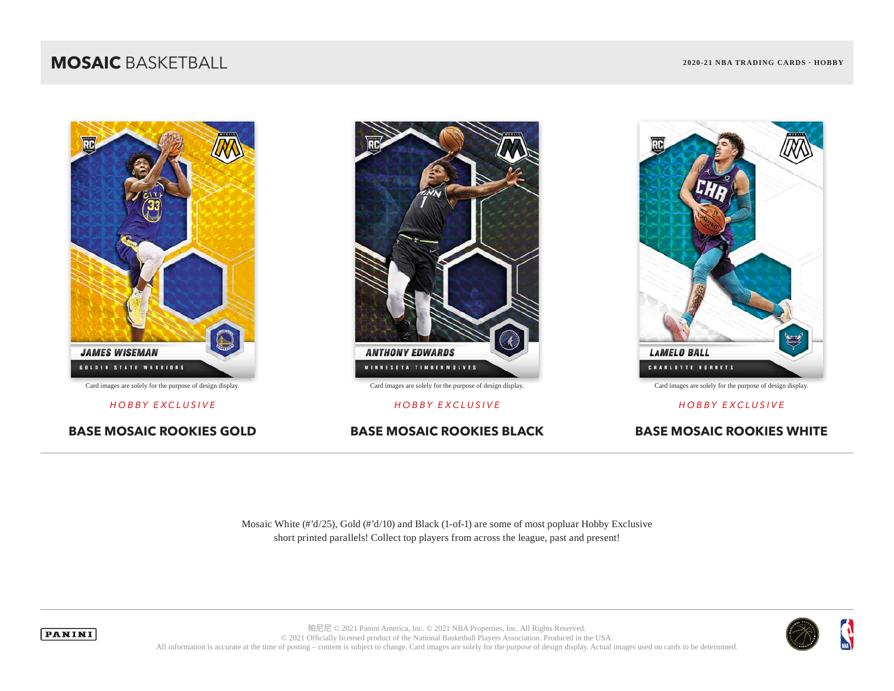# **MOSAIC** BASKETBALL

**2020-21 NBA TRADING CARDS · HOBBY**

Card images are solely for the purpose of design display.

*HOBBY EXCLUSIVE*

**BASE MOSAIC ROOKIES GOLD**

Card images are solely for the purpose of design display.

*HOBBY EXCLUSIVE*

**BASE MOSAIC ROOKIES BLACK**

Card images are solely for the purpose of design display.

*HOBBY EXCLUSIVE*

**BASE MOSAIC ROOKIES WHITE**

---

Mosaic White (#'d/25), Gold (#'d/10) and Black (1-of-1) are some of most popluar Hobby Exclusive short printed parallels! Collect top players from across the league, past and present!

---

帕尼尼 © 2021 Panini America, Inc. © 2021 NBA Properties, Inc. All Rights Reserved.
© 2021 Officially licensed product of the National Basketball Players Association. Produced in the USA.
All information is accurate at the time of posting – content is subject to change. Card images are solely for the purpose of design display. Actual images used on cards to be determined.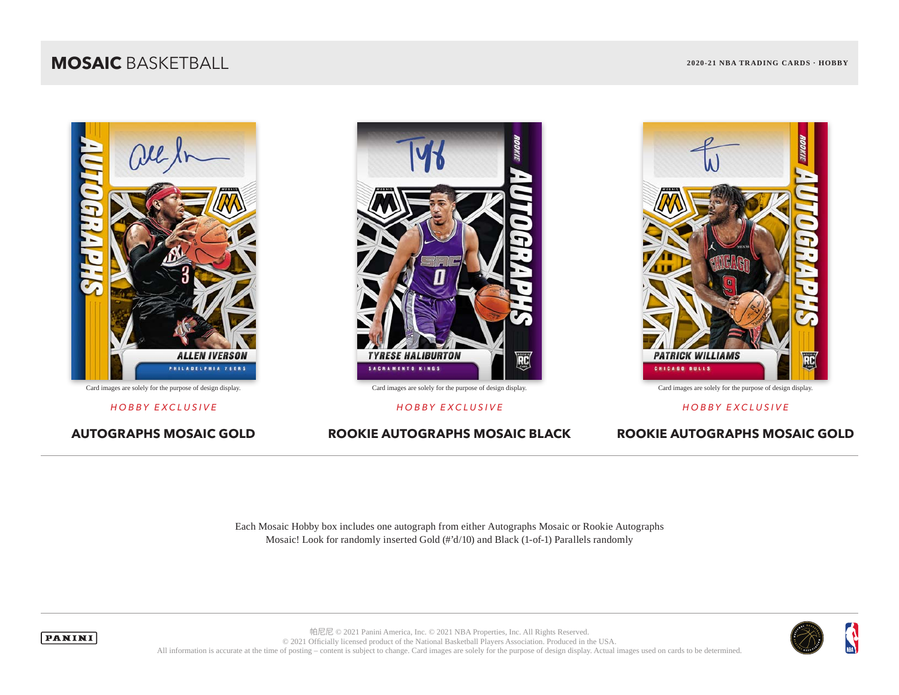Card images are solely for the purpose of design display.

*HOBBY EXCLUSIVE*

**AUTOGRAPHS MOSAIC GOLD**

Card images are solely for the purpose of design display.

*HOBBY EXCLUSIVE*

**ROOKIE AUTOGRAPHS MOSAIC BLACK**

Card images are solely for the purpose of design display.

*HOBBY EXCLUSIVE*

**ROOKIE AUTOGRAPHS MOSAIC GOLD**

---

Each Mosaic Hobby box includes one autograph from either Autographs Mosaic or Rookie Autographs Mosaic! Look for randomly inserted Gold (#'d/10) and Black (1-of-1) Parallels randomly

---

帕尼尼 © 2021 Panini America, Inc. © 2021 NBA Properties, Inc. All Rights Reserved.
© 2021 Officially licensed product of the National Basketball Players Association. Produced in the USA.
All information is accurate at the time of posting – content is subject to change. Card images are solely for the purpose of design display. Actual images used on cards to be determined.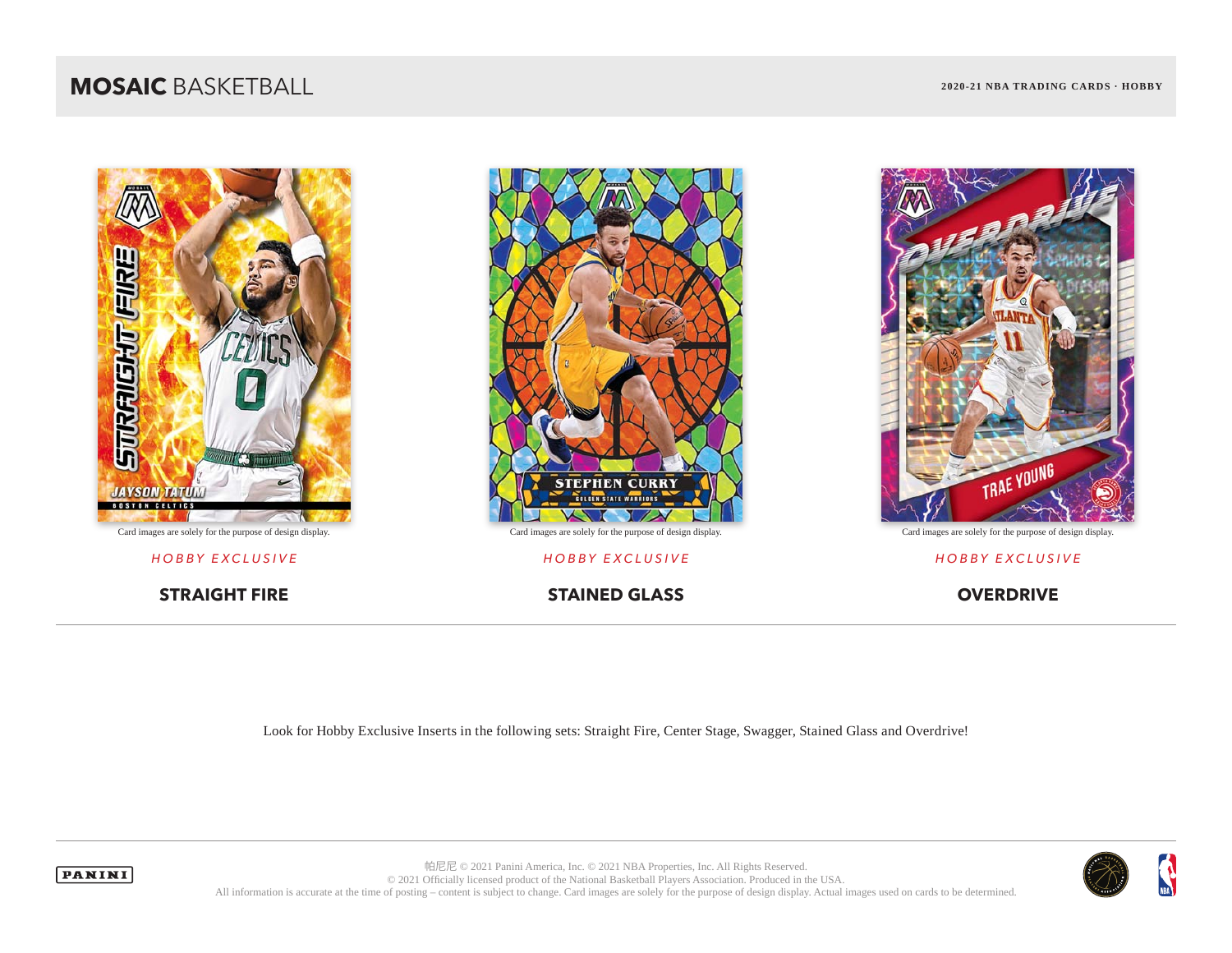Card images are solely for the purpose of design display.

*HOBBY EXCLUSIVE*

**STRAIGHT FIRE**

Card images are solely for the purpose of design display.

*HOBBY EXCLUSIVE*

**STAINED GLASS**

Card images are solely for the purpose of design display.

*HOBBY EXCLUSIVE*

**OVERDRIVE**

---

Look for Hobby Exclusive Inserts in the following sets: Straight Fire, Center Stage, Swagger, Stained Glass and Overdrive!

---

帕尼尼 © 2021 Panini America, Inc. © 2021 NBA Properties, Inc. All Rights Reserved.
© 2021 Officially licensed product of the National Basketball Players Association. Produced in the USA.
All information is accurate at the time of posting – content is subject to change. Card images are solely for the purpose of design display. Actual images used on cards to be determined.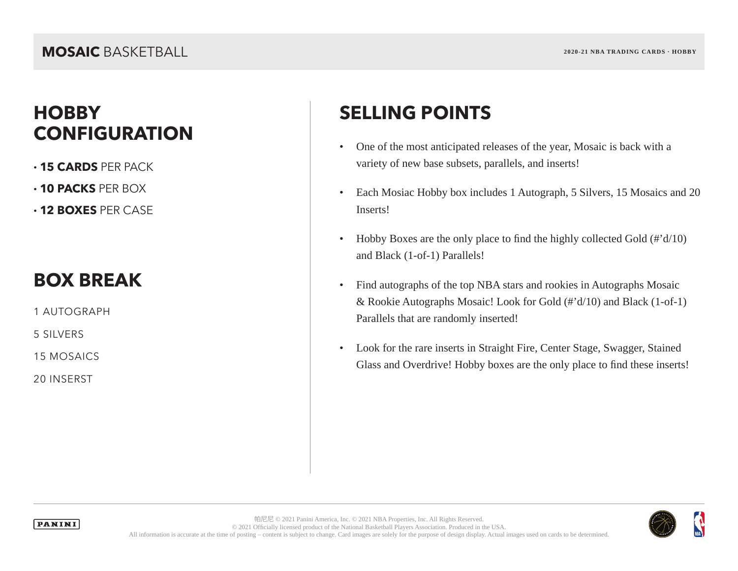**MOSAIC** BASKETBALL

**2020-21 NBA TRADING CARDS · HOBBY**

## HOBBY CONFIGURATION

- **15 CARDS** PER PACK
- **10 PACKS** PER BOX
- **12 BOXES** PER CASE

## BOX BREAK

1 AUTOGRAPH

5 SILVERS

15 MOSAICS

20 INSERST

## SELLING POINTS

- One of the most anticipated releases of the year, Mosaic is back with a variety of new base subsets, parallels, and inserts!
- Each Mosiac Hobby box includes 1 Autograph, 5 Silvers, 15 Mosaics and 20 Inserts!
- Hobby Boxes are the only place to find the highly collected Gold (#'d/10) and Black (1-of-1) Parallels!
- Find autographs of the top NBA stars and rookies in Autographs Mosaic & Rookie Autographs Mosaic! Look for Gold (#'d/10) and Black (1-of-1) Parallels that are randomly inserted!
- Look for the rare inserts in Straight Fire, Center Stage, Swagger, Stained Glass and Overdrive! Hobby boxes are the only place to find these inserts!

PANINI

帕尼尼 © 2021 Panini America, Inc. © 2021 NBA Properties, Inc. All Rights Reserved.
© 2021 Officially licensed product of the National Basketball Players Association. Produced in the USA.
All information is accurate at the time of posting – content is subject to change. Card images are solely for the purpose of design display. Actual images used on cards to be determined.